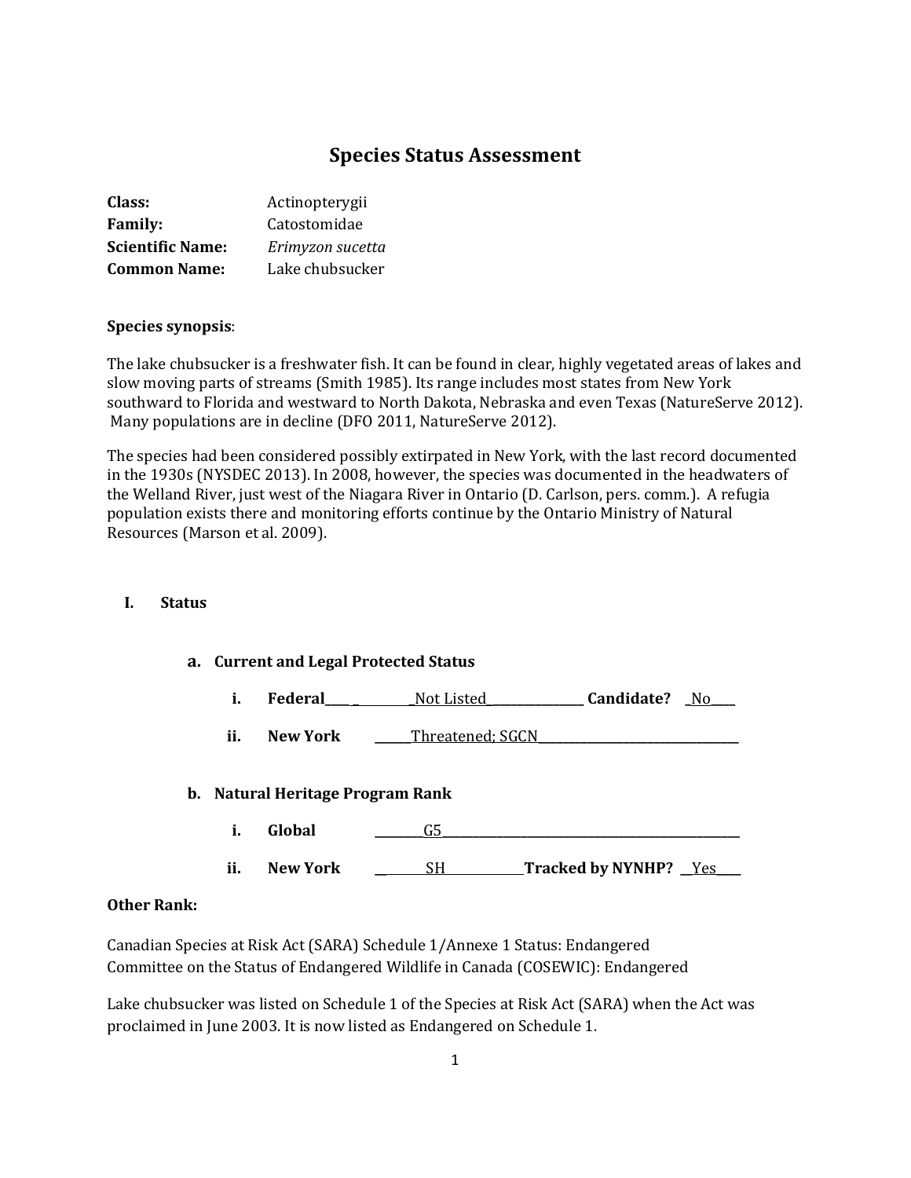# Species Status Assessment

**Class:** Actinopterygii
**Family:** Catostomidae
**Scientific Name:** *Erimyzon sucetta*
**Common Name:** Lake chubsucker

**Species synopsis**:

The lake chubsucker is a freshwater fish. It can be found in clear, highly vegetated areas of lakes and slow moving parts of streams (Smith 1985). Its range includes most states from New York southward to Florida and westward to North Dakota, Nebraska and even Texas (NatureServe 2012). Many populations are in decline (DFO 2011, NatureServe 2012).

The species had been considered possibly extirpated in New York, with the last record documented in the 1930s (NYSDEC 2013). In 2008, however, the species was documented in the headwaters of the Welland River, just west of the Niagara River in Ontario (D. Carlson, pers. comm.). A refugia population exists there and monitoring efforts continue by the Ontario Ministry of Natural Resources (Marson et al. 2009).

## I. Status

### a. Current and Legal Protected Status

i. **Federal** ____ __________Not Listed________________ **Candidate?** _No____

ii. **New York** ______Threatened; SGCN__________________________________

### b. Natural Heritage Program Rank

i. **Global** ________G5__________________________________________________

ii. **New York** __ ______SH____________ **Tracked by NYNHP?** __Yes____

**Other Rank:**

Canadian Species at Risk Act (SARA) Schedule 1/Annexe 1 Status: Endangered
Committee on the Status of Endangered Wildlife in Canada (COSEWIC): Endangered

Lake chubsucker was listed on Schedule 1 of the Species at Risk Act (SARA) when the Act was proclaimed in June 2003. It is now listed as Endangered on Schedule 1.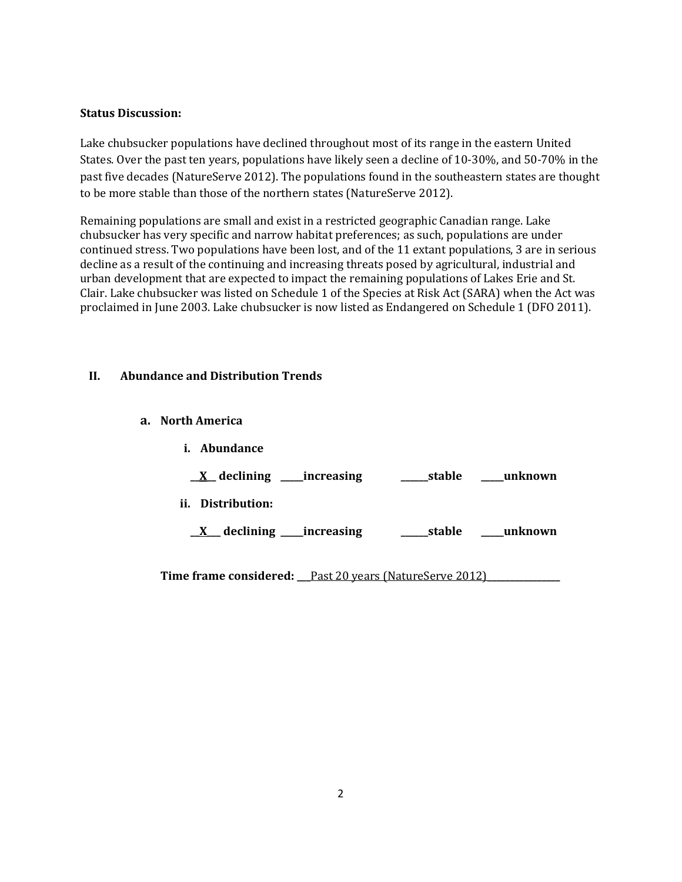**Status Discussion:**

Lake chubsucker populations have declined throughout most of its range in the eastern United States. Over the past ten years, populations have likely seen a decline of 10-30%, and 50-70% in the past five decades (NatureServe 2012). The populations found in the southeastern states are thought to be more stable than those of the northern states (NatureServe 2012).

Remaining populations are small and exist in a restricted geographic Canadian range. Lake chubsucker has very specific and narrow habitat preferences; as such, populations are under continued stress. Two populations have been lost, and of the 11 extant populations, 3 are in serious decline as a result of the continuing and increasing threats posed by agricultural, industrial and urban development that are expected to impact the remaining populations of Lakes Erie and St. Clair. Lake chubsucker was listed on Schedule 1 of the Species at Risk Act (SARA) when the Act was proclaimed in June 2003. Lake chubsucker is now listed as Endangered on Schedule 1 (DFO 2011).

## II. Abundance and Distribution Trends

### a. North America

**i. Abundance**

**__X__ declining _____increasing ______stable _____unknown**

**ii. Distribution:**

**__X___ declining _____increasing ______stable _____unknown**

**Time frame considered:** ___Past 20 years (NatureServe 2012)________________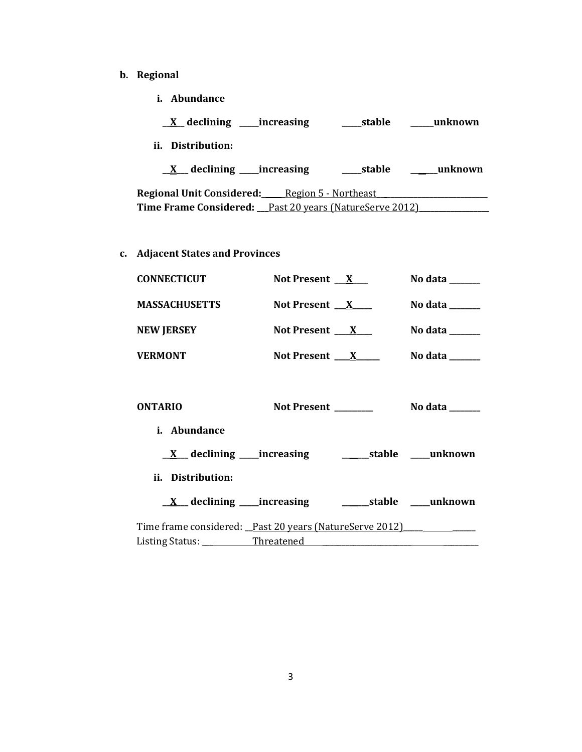**b. Regional**

**i. Abundance**

**\_\_X\_\_ declining \_\_\_\_\_increasing \_\_\_\_\_stable \_\_\_\_\_\_unknown**

**ii. Distribution:**

**\_\_X\_\_\_ declining \_\_\_\_\_increasing \_\_\_\_\_stable \_\_\_\_\_\_unknown**

**Regional Unit Considered:**\_\_\_\_\_\_Region 5 - Northeast\_\_\_\_\_\_\_\_\_\_\_\_\_\_\_\_\_\_\_\_\_\_\_\_\_\_

**Time Frame Considered:** \_\_\_Past 20 years (NatureServe 2012)\_\_\_\_\_\_\_\_\_\_\_\_\_\_\_\_\_\_

**c. Adjacent States and Provinces**

**CONNECTICUT** **Not Present \_\_\_X\_\_\_\_** **No data \_\_\_\_\_\_\_\_**

**MASSACHUSETTS** **Not Present \_\_\_X\_\_\_\_\_** **No data \_\_\_\_\_\_\_\_**

**NEW JERSEY** **Not Present \_\_\_\_X\_\_\_\_** **No data \_\_\_\_\_\_\_\_**

**VERMONT** **Not Present \_\_\_\_X\_\_\_\_\_\_** **No data \_\_\_\_\_\_\_\_**

**ONTARIO** **Not Present \_\_\_\_\_\_\_\_\_\_** **No data \_\_\_\_\_\_\_\_**

**i. Abundance**

**\_\_X\_\_\_ declining \_\_\_\_\_increasing \_\_\_\_\_\_\_stable \_\_\_\_\_unknown**

**ii. Distribution:**

**\_\_X\_\_\_ declining \_\_\_\_\_increasing \_\_\_\_\_\_\_stable \_\_\_\_\_unknown**

Time frame considered: \_\_Past 20 years (NatureServe 2012)\_\_\_\_\_\_\_\_\_\_\_\_\_\_\_\_\_\_\_

Listing Status: \_\_\_\_\_\_\_\_\_\_\_\_\_Threatened\_\_\_\_\_\_\_\_\_\_\_\_\_\_\_\_\_\_\_\_\_\_\_\_\_\_\_\_\_\_\_\_\_\_\_\_\_\_\_\_\_\_\_\_\_\_\_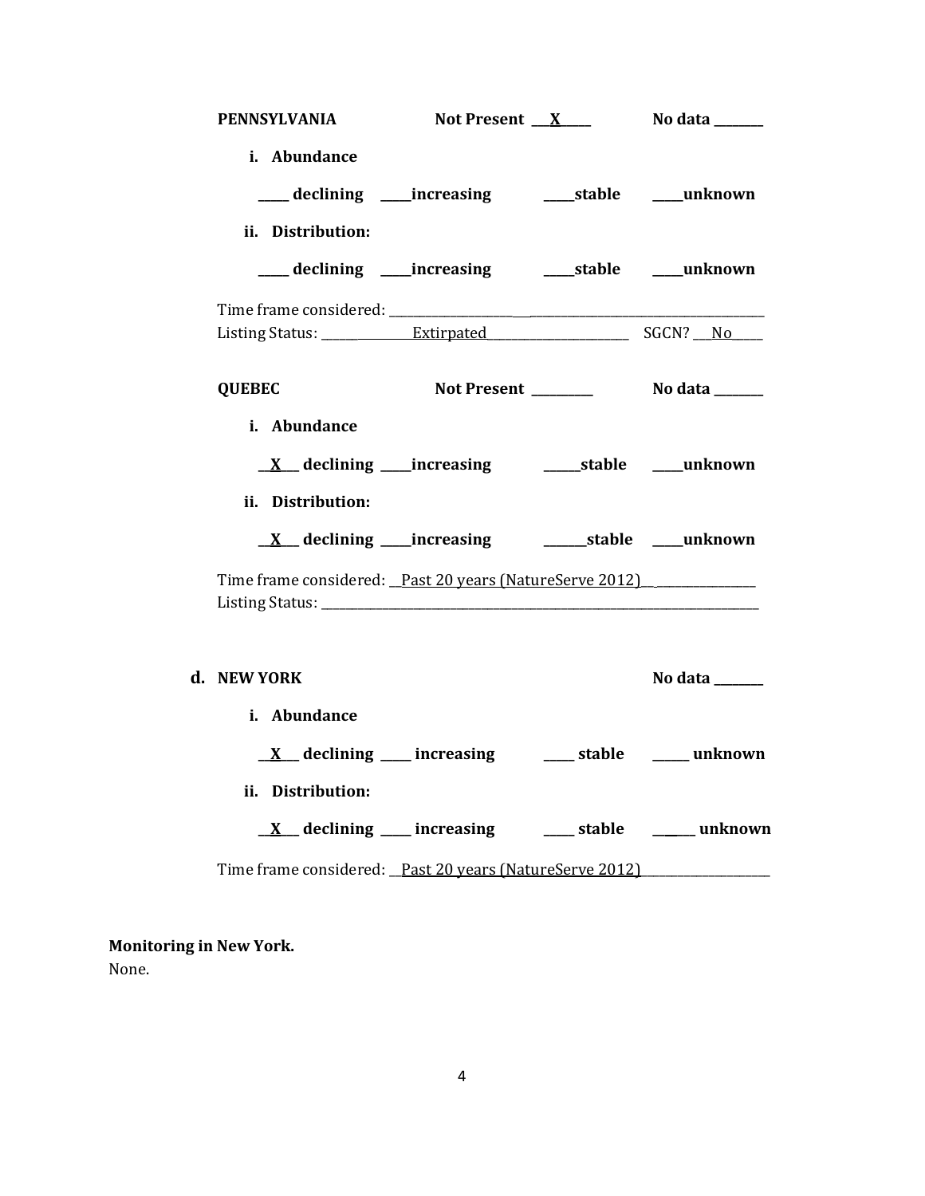**PENNSYLVANIA** **Not Present** __X__ **No data** _____

i. **Abundance**

_____ **declining** _____**increasing** _____**stable** _____**unknown**

ii. **Distribution:**

_____ **declining** _____**increasing** _____**stable** _____**unknown**

Time frame considered: ___________________________________________

Listing Status: ________Extirpated________ SGCN? __No__

**QUEBEC** **Not Present** _______ **No data** _____

i. **Abundance**

__X__ **declining** _____**increasing** _____**stable** _____**unknown**

ii. **Distribution:**

__X__ **declining** _____**increasing** _____**stable** _____**unknown**

Time frame considered: __Past 20 years (NatureServe 2012)__________

Listing Status: ___________________________________________

**d. NEW YORK** **No data** _____

i. **Abundance**

__X__ **declining** _____ **increasing** _____ **stable** _____ **unknown**

ii. **Distribution:**

__X__ **declining** _____ **increasing** _____ **stable** _____ **unknown**

Time frame considered: __Past 20 years (NatureServe 2012)__________

**Monitoring in New York.**

None.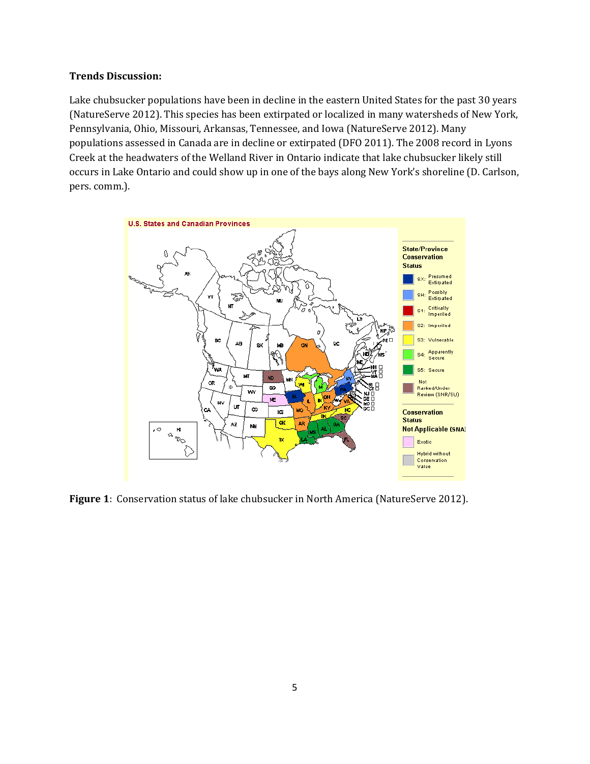**Trends Discussion:**

Lake chubsucker populations have been in decline in the eastern United States for the past 30 years (NatureServe 2012). This species has been extirpated or localized in many watersheds of New York, Pennsylvania, Ohio, Missouri, Arkansas, Tennessee, and Iowa (NatureServe 2012). Many populations assessed in Canada are in decline or extirpated (DFO 2011). The 2008 record in Lyons Creek at the headwaters of the Welland River in Ontario indicate that lake chubsucker likely still occurs in Lake Ontario and could show up in one of the bays along New York's shoreline (D. Carlson, pers. comm.).

**Figure 1**: Conservation status of lake chubsucker in North America (NatureServe 2012).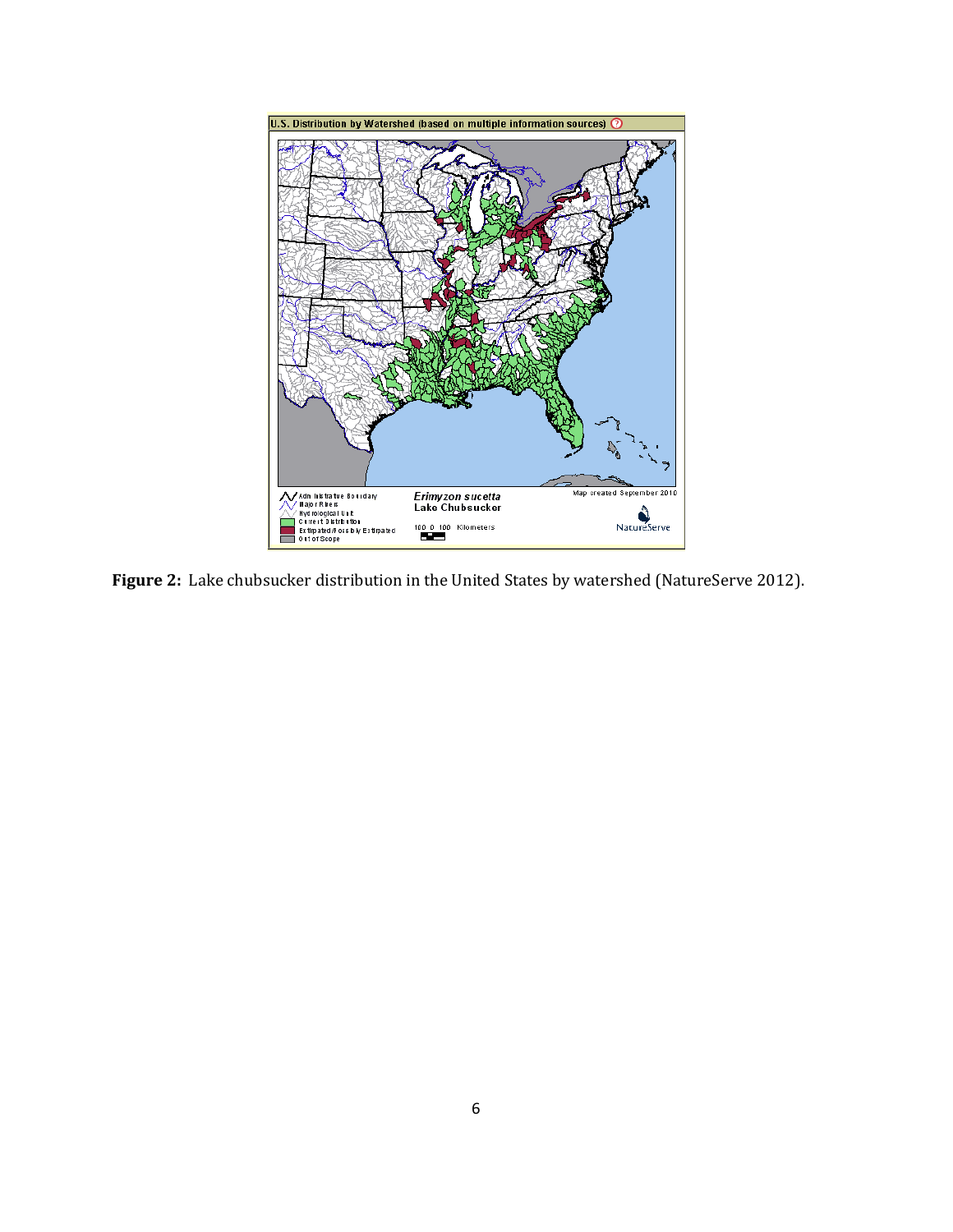**Figure 2:** Lake chubsucker distribution in the United States by watershed (NatureServe 2012).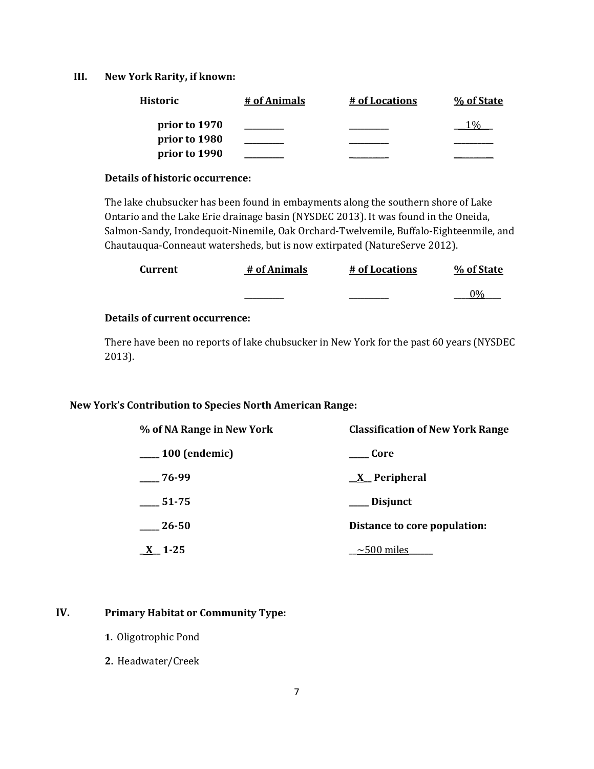**III. New York Rarity, if known:**

| Historic | # of Animals | # of Locations | % of State |
| --- | --- | --- | --- |
| prior to 1970 | _________ | _________ | __1%__ |
| prior to 1980 | _________ | _________ | _________ |
| prior to 1990 | _________ | _________ | _________ |

**Details of historic occurrence:**

The lake chubsucker has been found in embayments along the southern shore of Lake Ontario and the Lake Erie drainage basin (NYSDEC 2013). It was found in the Oneida, Salmon-Sandy, Irondequoit-Ninemile, Oak Orchard-Twelvemile, Buffalo-Eighteenmile, and Chautauqua-Conneaut watersheds, but is now extirpated (NatureServe 2012).

| Current | # of Animals | # of Locations | % of State |
| --- | --- | --- | --- |
| | _________ | _________ | ___0%___ |

**Details of current occurrence:**

There have been no reports of lake chubsucker in New York for the past 60 years (NYSDEC 2013).

**New York's Contribution to Species North American Range:**

| % of NA Range in New York | Classification of New York Range |
| --- | --- |
| _____ 100 (endemic) | _____ Core |
| _____ 76-99 | __X__ Peripheral |
| _____ 51-75 | _____ Disjunct |
| _____ 26-50 | **Distance to core population:** |
| __X__ 1-25 | __~500 miles______ |

**IV. Primary Habitat or Community Type:**

1. Oligotrophic Pond
2. Headwater/Creek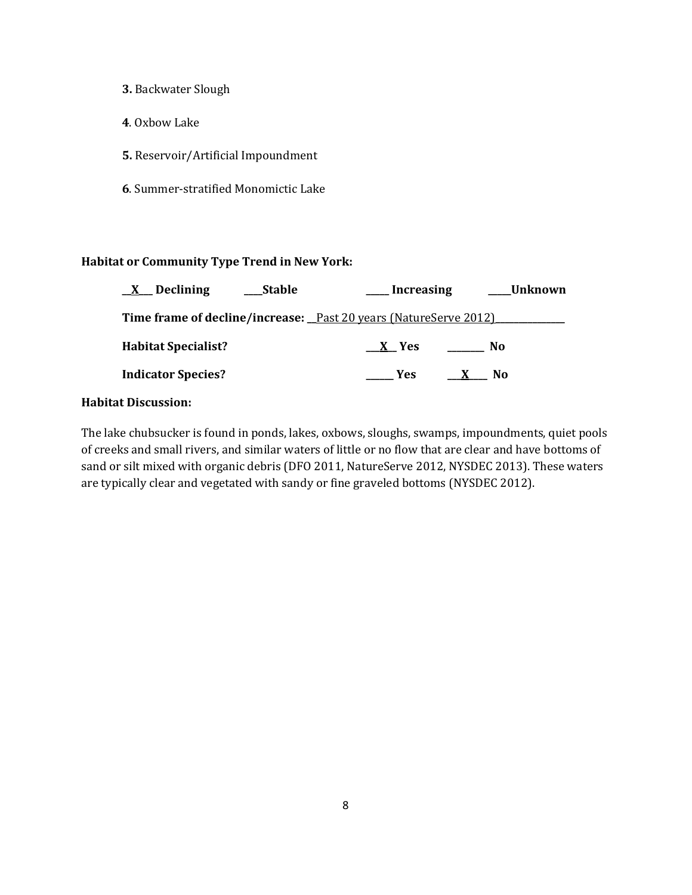**3.** Backwater Slough

**4**. Oxbow Lake

**5.** Reservoir/Artificial Impoundment

**6**. Summer-stratified Monomictic Lake

**Habitat or Community Type Trend in New York:**

__X__ **Declining** ____**Stable** _____ **Increasing** _____**Unknown**

**Time frame of decline/increase:** __Past 20 years (NatureServe 2012)______________

**Habitat Specialist?** ___X__ **Yes** ________ **No**

**Indicator Species?** ______ **Yes** ___X____ **No**

**Habitat Discussion:**

The lake chubsucker is found in ponds, lakes, oxbows, sloughs, swamps, impoundments, quiet pools of creeks and small rivers, and similar waters of little or no flow that are clear and have bottoms of sand or silt mixed with organic debris (DFO 2011, NatureServe 2012, NYSDEC 2013). These waters are typically clear and vegetated with sandy or fine graveled bottoms (NYSDEC 2012).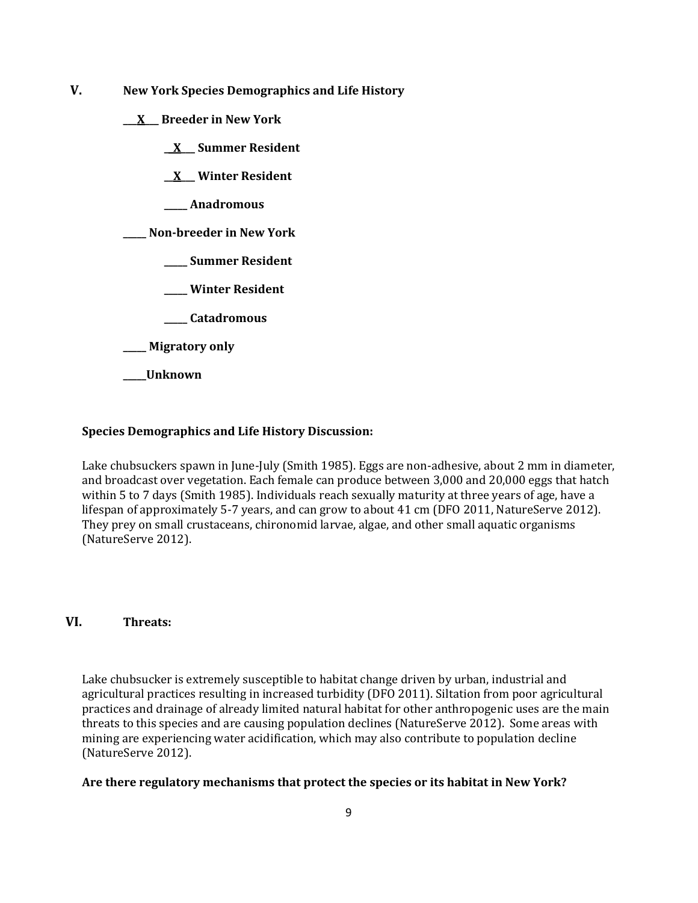## V. New York Species Demographics and Life History

**\_\_X\_\_ Breeder in New York**

**\_\_X\_\_ Summer Resident**

**\_\_X\_\_ Winter Resident**

**\_\_\_\_\_ Anadromous**

**\_\_\_\_\_ Non-breeder in New York**

**\_\_\_\_\_ Summer Resident**

**\_\_\_\_\_ Winter Resident**

**\_\_\_\_\_ Catadromous**

**\_\_\_\_\_ Migratory only**

**\_\_\_\_\_Unknown**

**Species Demographics and Life History Discussion:**

Lake chubsuckers spawn in June-July (Smith 1985). Eggs are non-adhesive, about 2 mm in diameter, and broadcast over vegetation. Each female can produce between 3,000 and 20,000 eggs that hatch within 5 to 7 days (Smith 1985). Individuals reach sexually maturity at three years of age, have a lifespan of approximately 5-7 years, and can grow to about 41 cm (DFO 2011, NatureServe 2012). They prey on small crustaceans, chironomid larvae, algae, and other small aquatic organisms (NatureServe 2012).

## VI. Threats:

Lake chubsucker is extremely susceptible to habitat change driven by urban, industrial and agricultural practices resulting in increased turbidity (DFO 2011). Siltation from poor agricultural practices and drainage of already limited natural habitat for other anthropogenic uses are the main threats to this species and are causing population declines (NatureServe 2012). Some areas with mining are experiencing water acidification, which may also contribute to population decline (NatureServe 2012).

**Are there regulatory mechanisms that protect the species or its habitat in New York?**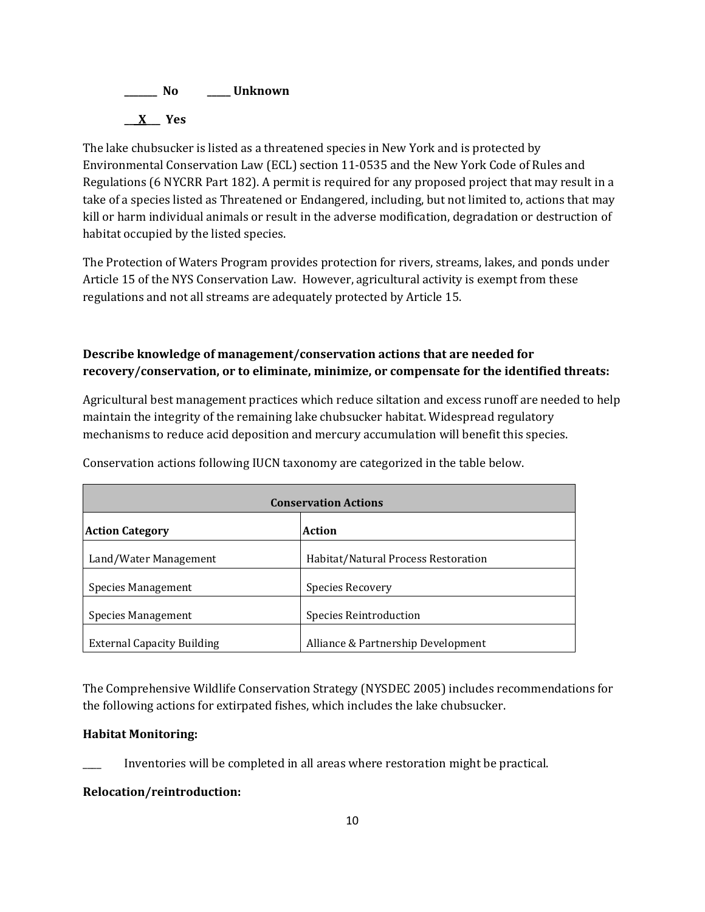_______ No _____ Unknown

__X___ Yes

The lake chubsucker is listed as a threatened species in New York and is protected by Environmental Conservation Law (ECL) section 11-0535 and the New York Code of Rules and Regulations (6 NYCRR Part 182). A permit is required for any proposed project that may result in a take of a species listed as Threatened or Endangered, including, but not limited to, actions that may kill or harm individual animals or result in the adverse modification, degradation or destruction of habitat occupied by the listed species.

The Protection of Waters Program provides protection for rivers, streams, lakes, and ponds under Article 15 of the NYS Conservation Law. However, agricultural activity is exempt from these regulations and not all streams are adequately protected by Article 15.

**Describe knowledge of management/conservation actions that are needed for recovery/conservation, or to eliminate, minimize, or compensate for the identified threats:**

Agricultural best management practices which reduce siltation and excess runoff are needed to help maintain the integrity of the remaining lake chubsucker habitat. Widespread regulatory mechanisms to reduce acid deposition and mercury accumulation will benefit this species.

Conservation actions following IUCN taxonomy are categorized in the table below.

| Conservation Actions | |
|---|---|
| **Action Category** | **Action** |
| Land/Water Management | Habitat/Natural Process Restoration |
| Species Management | Species Recovery |
| Species Management | Species Reintroduction |
| External Capacity Building | Alliance & Partnership Development |

The Comprehensive Wildlife Conservation Strategy (NYSDEC 2005) includes recommendations for the following actions for extirpated fishes, which includes the lake chubsucker.

**Habitat Monitoring:**

____ Inventories will be completed in all areas where restoration might be practical.

**Relocation/reintroduction:**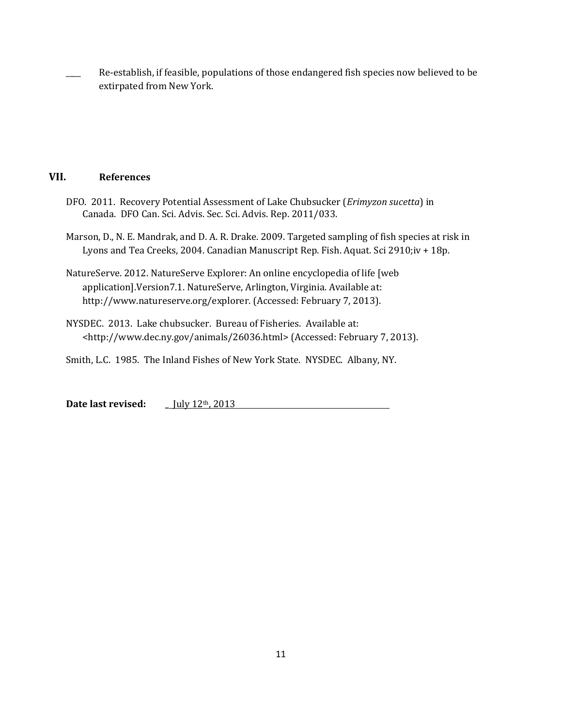____ Re-establish, if feasible, populations of those endangered fish species now believed to be extirpated from New York.

## VII. References

DFO. 2011. Recovery Potential Assessment of Lake Chubsucker (*Erimyzon sucetta*) in Canada. DFO Can. Sci. Advis. Sec. Sci. Advis. Rep. 2011/033.

Marson, D., N. E. Mandrak, and D. A. R. Drake. 2009. Targeted sampling of fish species at risk in Lyons and Tea Creeks, 2004. Canadian Manuscript Rep. Fish. Aquat. Sci 2910;iv + 18p.

NatureServe. 2012. NatureServe Explorer: An online encyclopedia of life [web application].Version7.1. NatureServe, Arlington, Virginia. Available at: http://www.natureserve.org/explorer. (Accessed: February 7, 2013).

NYSDEC. 2013. Lake chubsucker. Bureau of Fisheries. Available at: <http://www.dec.ny.gov/animals/26036.html> (Accessed: February 7, 2013).

Smith, L.C. 1985. The Inland Fishes of New York State. NYSDEC. Albany, NY.

**Date last revised:** July 12th, 2013